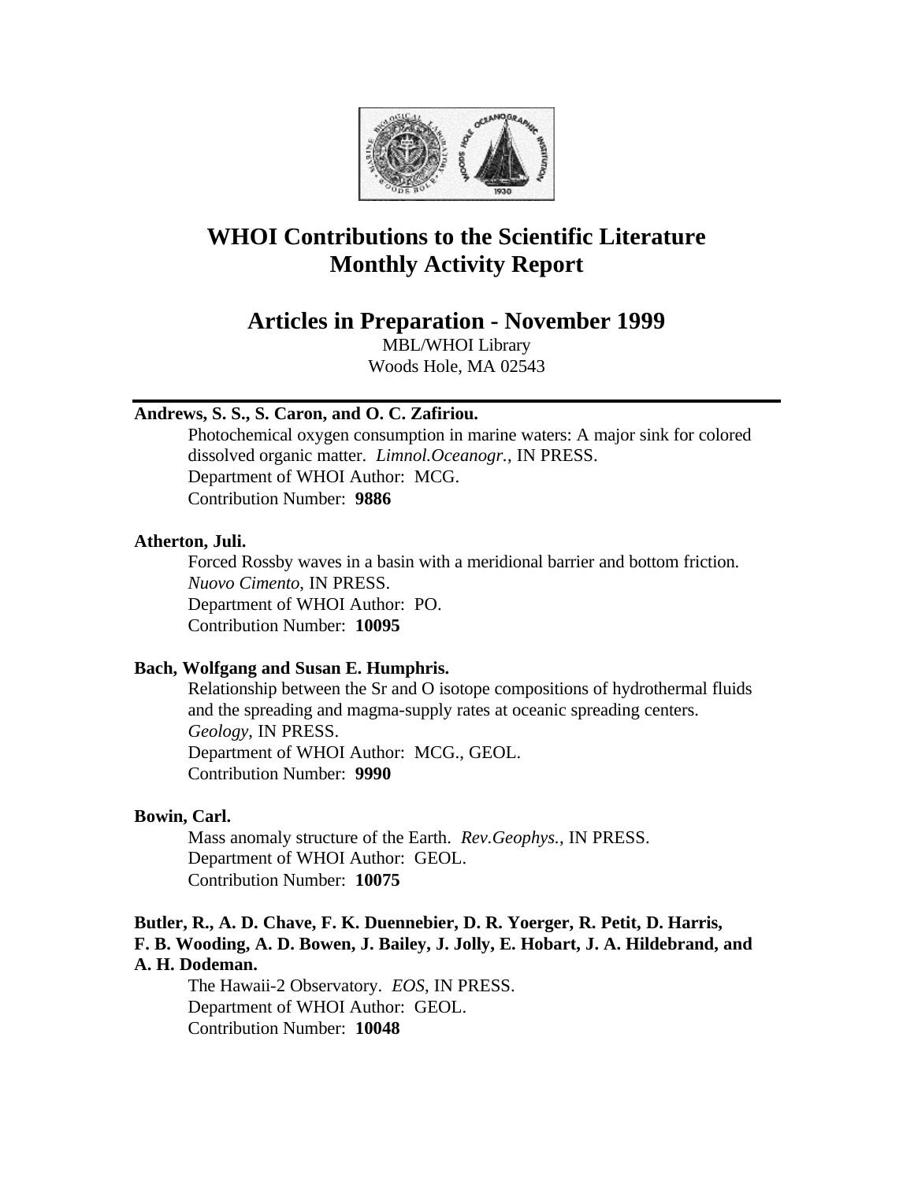# WHOI Contributions to the Scientific Literature
# Monthly Activity Report

## Articles in Preparation - November 1999

MBL/WHOI Library
Woods Hole, MA 02543

---

**Andrews, S. S., S. Caron, and O. C. Zafiriou.**
Photochemical oxygen consumption in marine waters: A major sink for colored dissolved organic matter. *Limnol.Oceanogr.*, IN PRESS.
Department of WHOI Author: MCG.
Contribution Number: **9886**

**Atherton, Juli.**
Forced Rossby waves in a basin with a meridional barrier and bottom friction. *Nuovo Cimento*, IN PRESS.
Department of WHOI Author: PO.
Contribution Number: **10095**

**Bach, Wolfgang and Susan E. Humphris.**
Relationship between the Sr and O isotope compositions of hydrothermal fluids and the spreading and magma-supply rates at oceanic spreading centers. *Geology*, IN PRESS.
Department of WHOI Author: MCG., GEOL.
Contribution Number: **9990**

**Bowin, Carl.**
Mass anomaly structure of the Earth. *Rev.Geophys.*, IN PRESS.
Department of WHOI Author: GEOL.
Contribution Number: **10075**

**Butler, R., A. D. Chave, F. K. Duennebier, D. R. Yoerger, R. Petit, D. Harris, F. B. Wooding, A. D. Bowen, J. Bailey, J. Jolly, E. Hobart, J. A. Hildebrand, and A. H. Dodeman.**
The Hawaii-2 Observatory. *EOS*, IN PRESS.
Department of WHOI Author: GEOL.
Contribution Number: **10048**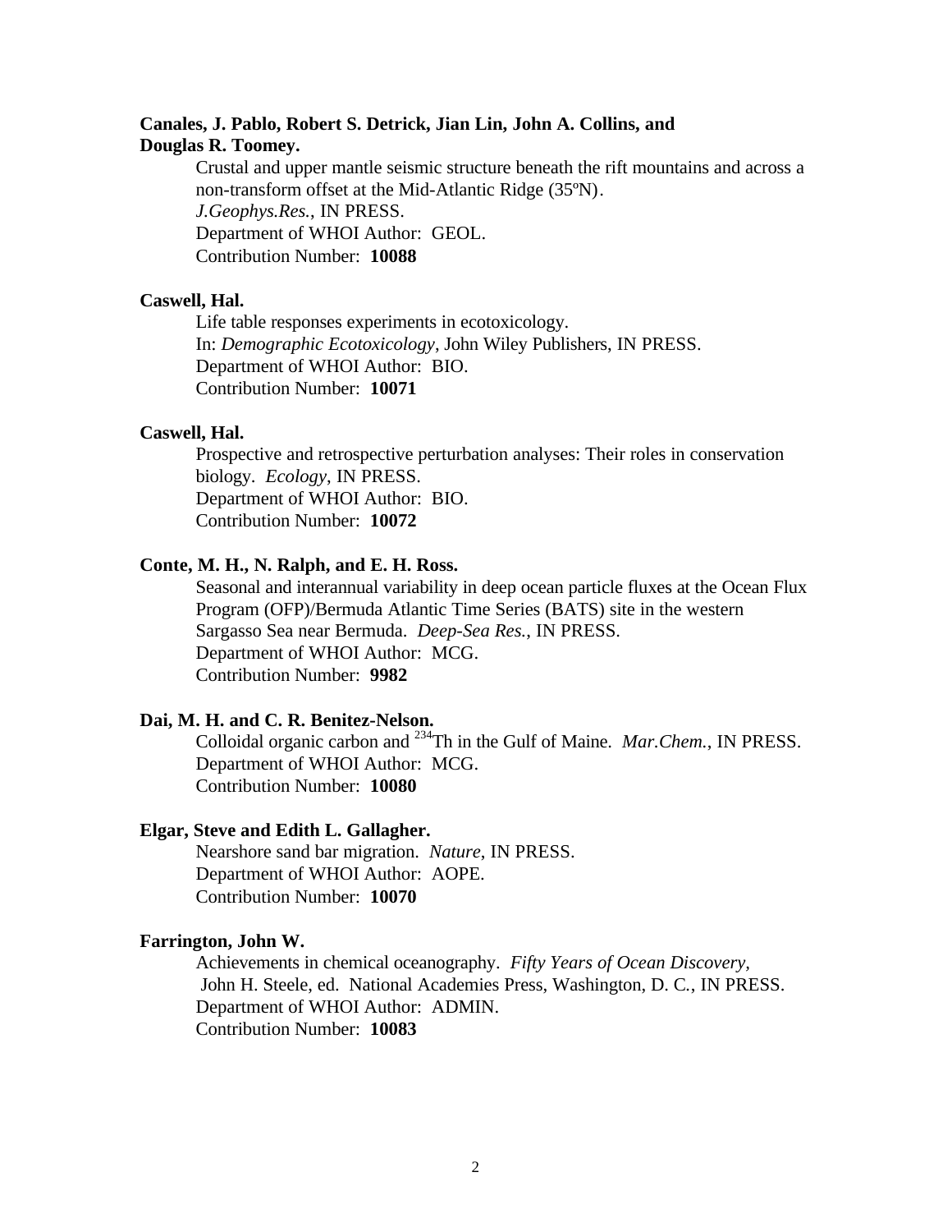**Canales, J. Pablo, Robert S. Detrick, Jian Lin, John A. Collins, and Douglas R. Toomey.**

Crustal and upper mantle seismic structure beneath the rift mountains and across a non-transform offset at the Mid-Atlantic Ridge (35ºN).
*J.Geophys.Res.*, IN PRESS.
Department of WHOI Author: GEOL.
Contribution Number: **10088**

**Caswell, Hal.**

Life table responses experiments in ecotoxicology.
In: *Demographic Ecotoxicology*, John Wiley Publishers, IN PRESS.
Department of WHOI Author: BIO.
Contribution Number: **10071**

**Caswell, Hal.**

Prospective and retrospective perturbation analyses: Their roles in conservation biology. *Ecology*, IN PRESS.
Department of WHOI Author: BIO.
Contribution Number: **10072**

**Conte, M. H., N. Ralph, and E. H. Ross.**

Seasonal and interannual variability in deep ocean particle fluxes at the Ocean Flux Program (OFP)/Bermuda Atlantic Time Series (BATS) site in the western Sargasso Sea near Bermuda. *Deep-Sea Res.*, IN PRESS.
Department of WHOI Author: MCG.
Contribution Number: **9982**

**Dai, M. H. and C. R. Benitez-Nelson.**

Colloidal organic carbon and $^{234}$Th in the Gulf of Maine. *Mar.Chem.*, IN PRESS.
Department of WHOI Author: MCG.
Contribution Number: **10080**

**Elgar, Steve and Edith L. Gallagher.**

Nearshore sand bar migration. *Nature*, IN PRESS.
Department of WHOI Author: AOPE.
Contribution Number: **10070**

**Farrington, John W.**

Achievements in chemical oceanography. *Fifty Years of Ocean Discovery*, John H. Steele, ed. National Academies Press, Washington, D. C., IN PRESS.
Department of WHOI Author: ADMIN.
Contribution Number: **10083**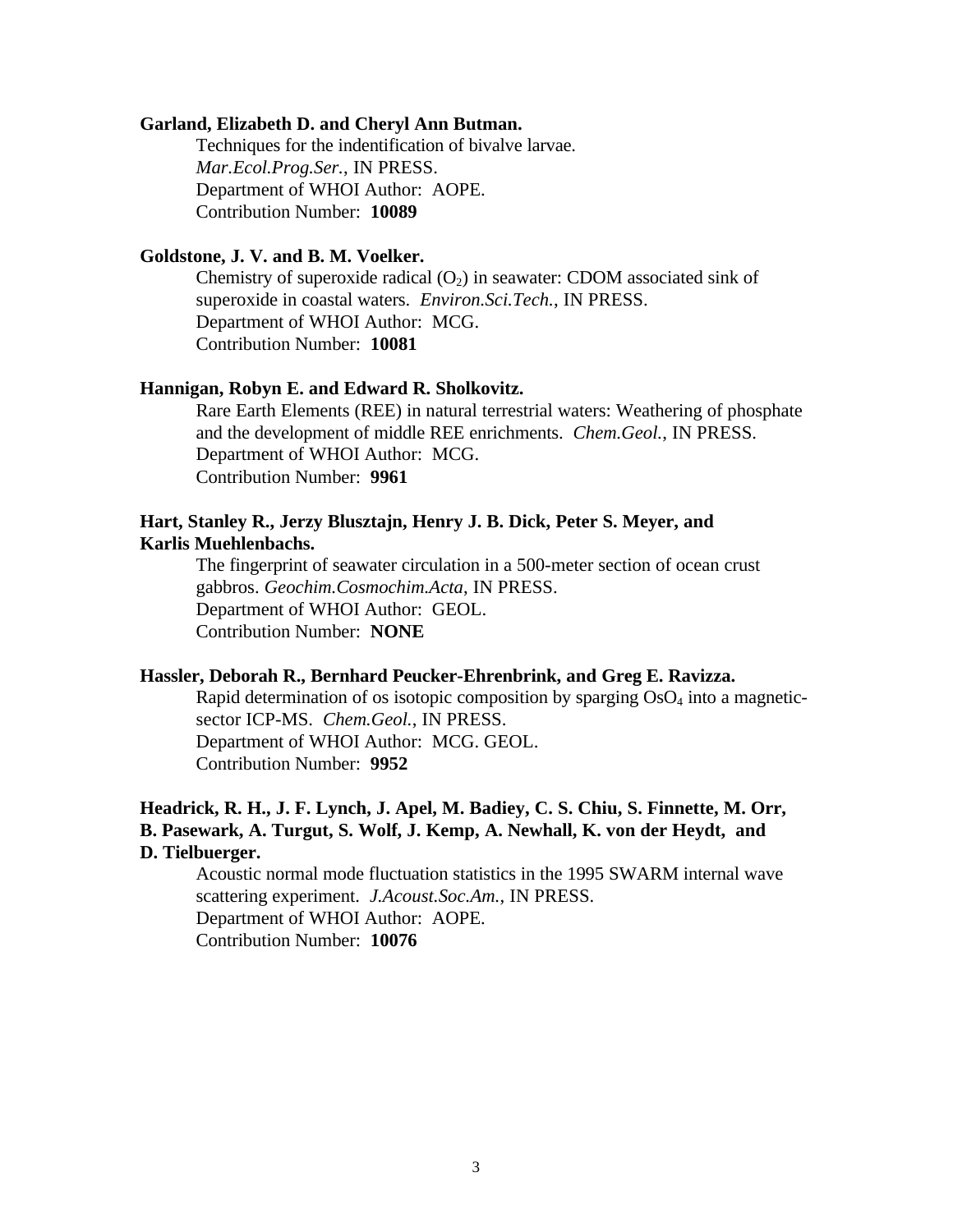**Garland, Elizabeth D. and Cheryl Ann Butman.**

Techniques for the indentification of bivalve larvae.
*Mar.Ecol.Prog.Ser.*, IN PRESS.
Department of WHOI Author: AOPE.
Contribution Number: **10089**

**Goldstone, J. V. and B. M. Voelker.**

Chemistry of superoxide radical ($O_2$) in seawater: CDOM associated sink of superoxide in coastal waters. *Environ.Sci.Tech.*, IN PRESS.
Department of WHOI Author: MCG.
Contribution Number: **10081**

**Hannigan, Robyn E. and Edward R. Sholkovitz.**

Rare Earth Elements (REE) in natural terrestrial waters: Weathering of phosphate and the development of middle REE enrichments. *Chem.Geol.*, IN PRESS.
Department of WHOI Author: MCG.
Contribution Number: **9961**

**Hart, Stanley R., Jerzy Blusztajn, Henry J. B. Dick, Peter S. Meyer, and Karlis Muehlenbachs.**

The fingerprint of seawater circulation in a 500-meter section of ocean crust gabbros. *Geochim.Cosmochim.Acta*, IN PRESS.
Department of WHOI Author: GEOL.
Contribution Number: **NONE**

**Hassler, Deborah R., Bernhard Peucker-Ehrenbrink, and Greg E. Ravizza.**

Rapid determination of os isotopic composition by sparging $OsO_4$ into a magnetic-sector ICP-MS. *Chem.Geol.*, IN PRESS.
Department of WHOI Author: MCG. GEOL.
Contribution Number: **9952**

**Headrick, R. H., J. F. Lynch, J. Apel, M. Badiey, C. S. Chiu, S. Finnette, M. Orr, B. Pasewark, A. Turgut, S. Wolf, J. Kemp, A. Newhall, K. von der Heydt, and D. Tielbuerger.**

Acoustic normal mode fluctuation statistics in the 1995 SWARM internal wave scattering experiment. *J.Acoust.Soc.Am.*, IN PRESS.
Department of WHOI Author: AOPE.
Contribution Number: **10076**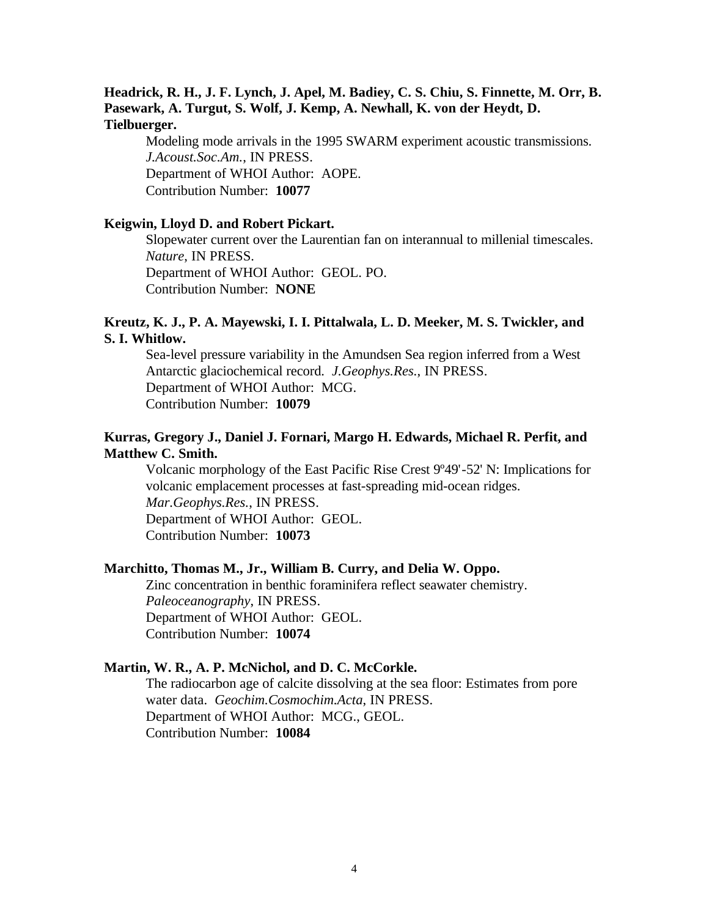**Headrick, R. H., J. F. Lynch, J. Apel, M. Badiey, C. S. Chiu, S. Finnette, M. Orr, B. Pasewark, A. Turgut, S. Wolf, J. Kemp, A. Newhall, K. von der Heydt, D. Tielbuerger.**

Modeling mode arrivals in the 1995 SWARM experiment acoustic transmissions. *J.Acoust.Soc.Am.*, IN PRESS.
Department of WHOI Author: AOPE.
Contribution Number: **10077**

**Keigwin, Lloyd D. and Robert Pickart.**

Slopewater current over the Laurentian fan on interannual to millenial timescales. *Nature*, IN PRESS.
Department of WHOI Author: GEOL. PO.
Contribution Number: **NONE**

**Kreutz, K. J., P. A. Mayewski, I. I. Pittalwala, L. D. Meeker, M. S. Twickler, and S. I. Whitlow.**

Sea-level pressure variability in the Amundsen Sea region inferred from a West Antarctic glaciochemical record. *J.Geophys.Res.*, IN PRESS.
Department of WHOI Author: MCG.
Contribution Number: **10079**

**Kurras, Gregory J., Daniel J. Fornari, Margo H. Edwards, Michael R. Perfit, and Matthew C. Smith.**

Volcanic morphology of the East Pacific Rise Crest 9º49'-52' N: Implications for volcanic emplacement processes at fast-spreading mid-ocean ridges. *Mar.Geophys.Res.*, IN PRESS.
Department of WHOI Author: GEOL.
Contribution Number: **10073**

**Marchitto, Thomas M., Jr., William B. Curry, and Delia W. Oppo.**

Zinc concentration in benthic foraminifera reflect seawater chemistry. *Paleoceanography*, IN PRESS.
Department of WHOI Author: GEOL.
Contribution Number: **10074**

**Martin, W. R., A. P. McNichol, and D. C. McCorkle.**

The radiocarbon age of calcite dissolving at the sea floor: Estimates from pore water data. *Geochim.Cosmochim.Acta*, IN PRESS.
Department of WHOI Author: MCG., GEOL.
Contribution Number: **10084**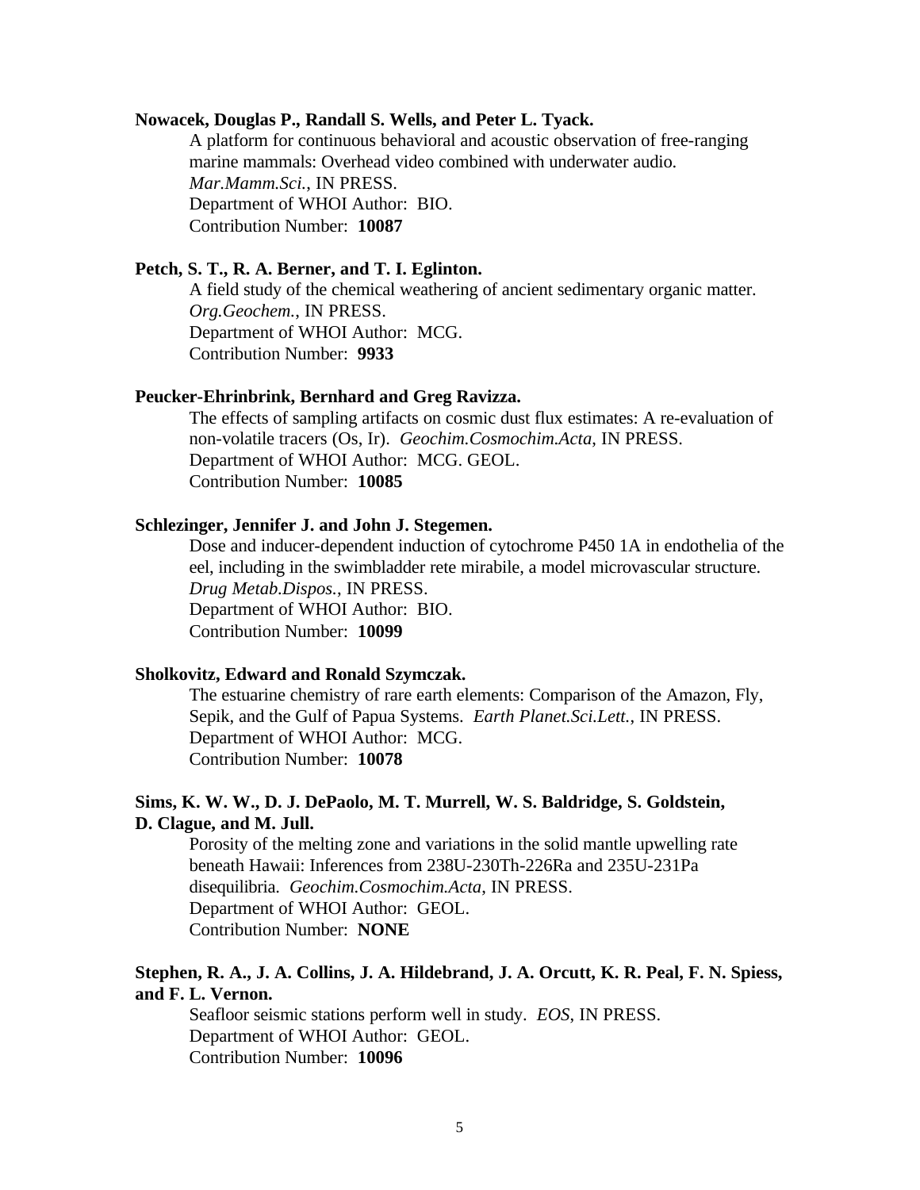**Nowacek, Douglas P., Randall S. Wells, and Peter L. Tyack.**

A platform for continuous behavioral and acoustic observation of free-ranging marine mammals: Overhead video combined with underwater audio. *Mar.Mamm.Sci.*, IN PRESS.
Department of WHOI Author: BIO.
Contribution Number: **10087**

**Petch, S. T., R. A. Berner, and T. I. Eglinton.**

A field study of the chemical weathering of ancient sedimentary organic matter. *Org.Geochem.*, IN PRESS.
Department of WHOI Author: MCG.
Contribution Number: **9933**

**Peucker-Ehrinbrink, Bernhard and Greg Ravizza.**

The effects of sampling artifacts on cosmic dust flux estimates: A re-evaluation of non-volatile tracers (Os, Ir). *Geochim.Cosmochim.Acta*, IN PRESS.
Department of WHOI Author: MCG. GEOL.
Contribution Number: **10085**

**Schlezinger, Jennifer J. and John J. Stegemen.**

Dose and inducer-dependent induction of cytochrome P450 1A in endothelia of the eel, including in the swimbladder rete mirabile, a model microvascular structure. *Drug Metab.Dispos.*, IN PRESS.
Department of WHOI Author: BIO.
Contribution Number: **10099**

**Sholkovitz, Edward and Ronald Szymczak.**

The estuarine chemistry of rare earth elements: Comparison of the Amazon, Fly, Sepik, and the Gulf of Papua Systems. *Earth Planet.Sci.Lett.*, IN PRESS.
Department of WHOI Author: MCG.
Contribution Number: **10078**

**Sims, K. W. W., D. J. DePaolo, M. T. Murrell, W. S. Baldridge, S. Goldstein, D. Clague, and M. Jull.**

Porosity of the melting zone and variations in the solid mantle upwelling rate beneath Hawaii: Inferences from 238U-230Th-226Ra and 235U-231Pa disequilibria. *Geochim.Cosmochim.Acta*, IN PRESS.
Department of WHOI Author: GEOL.
Contribution Number: **NONE**

**Stephen, R. A., J. A. Collins, J. A. Hildebrand, J. A. Orcutt, K. R. Peal, F. N. Spiess, and F. L. Vernon.**

Seafloor seismic stations perform well in study. *EOS*, IN PRESS.
Department of WHOI Author: GEOL.
Contribution Number: **10096**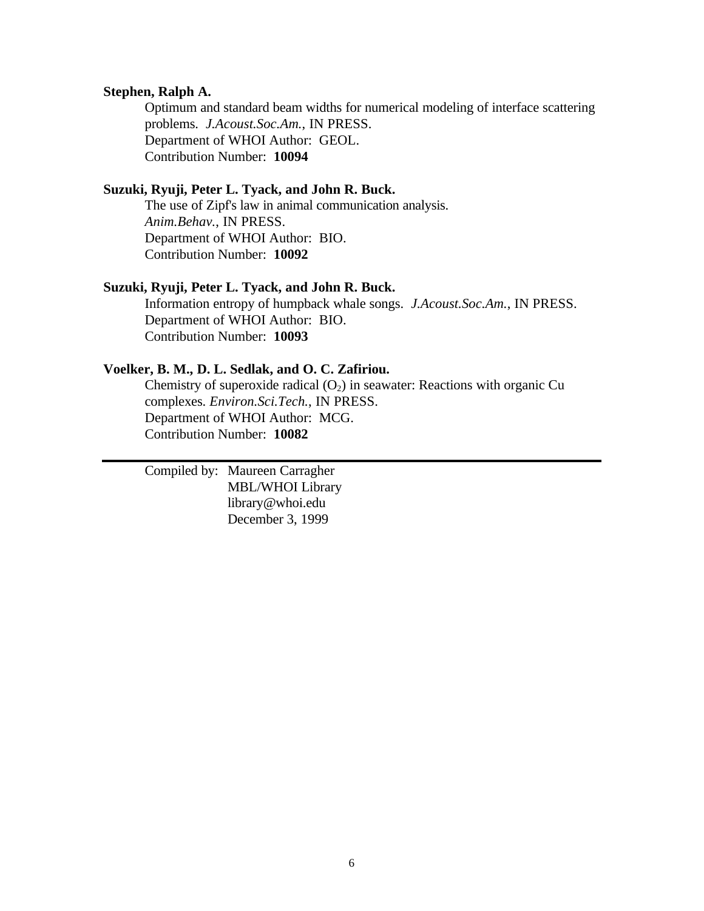**Stephen, Ralph A.**

Optimum and standard beam widths for numerical modeling of interface scattering problems. *J.Acoust.Soc.Am.*, IN PRESS.
Department of WHOI Author: GEOL.
Contribution Number: **10094**

**Suzuki, Ryuji, Peter L. Tyack, and John R. Buck.**

The use of Zipf's law in animal communication analysis. *Anim.Behav.*, IN PRESS.
Department of WHOI Author: BIO.
Contribution Number: **10092**

**Suzuki, Ryuji, Peter L. Tyack, and John R. Buck.**

Information entropy of humpback whale songs. *J.Acoust.Soc.Am.*, IN PRESS.
Department of WHOI Author: BIO.
Contribution Number: **10093**

**Voelker, B. M., D. L. Sedlak, and O. C. Zafiriou.**

Chemistry of superoxide radical ($O_2$) in seawater: Reactions with organic Cu complexes. *Environ.Sci.Tech.*, IN PRESS.
Department of WHOI Author: MCG.
Contribution Number: **10082**

---

Compiled by: Maureen Carragher
MBL/WHOI Library
library@whoi.edu
December 3, 1999